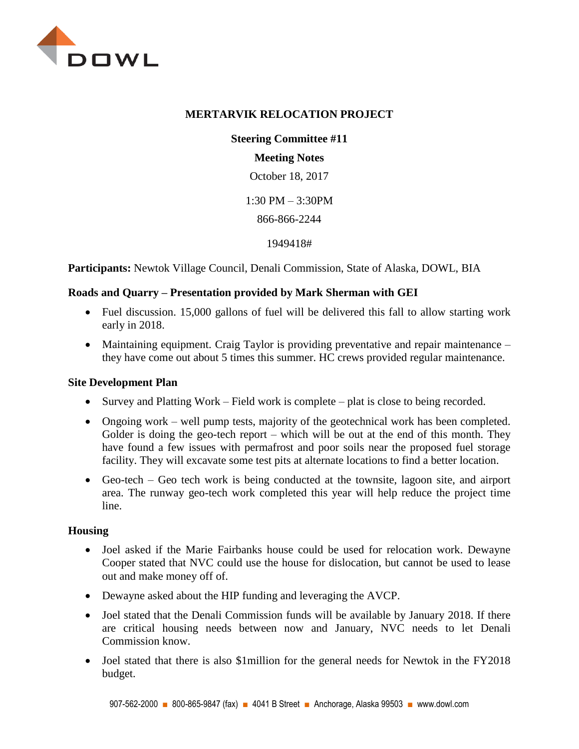# MERTARVIK RELOCATION PROJECT

**Steering Committee #11**

**Meeting Notes**

October 18, 2017

1:30 PM – 3:30PM

866-866-2244

1949418#

**Participants:** Newtok Village Council, Denali Commission, State of Alaska, DOWL, BIA

### Roads and Quarry – Presentation provided by Mark Sherman with GEI

- Fuel discussion. 15,000 gallons of fuel will be delivered this fall to allow starting work early in 2018.
- Maintaining equipment. Craig Taylor is providing preventative and repair maintenance – they have come out about 5 times this summer. HC crews provided regular maintenance.

### Site Development Plan

- Survey and Platting Work – Field work is complete – plat is close to being recorded.
- Ongoing work – well pump tests, majority of the geotechnical work has been completed. Golder is doing the geo-tech report – which will be out at the end of this month. They have found a few issues with permafrost and poor soils near the proposed fuel storage facility. They will excavate some test pits at alternate locations to find a better location.
- Geo-tech – Geo tech work is being conducted at the townsite, lagoon site, and airport area. The runway geo-tech work completed this year will help reduce the project time line.

### Housing

- Joel asked if the Marie Fairbanks house could be used for relocation work. Dewayne Cooper stated that NVC could use the house for dislocation, but cannot be used to lease out and make money off of.
- Dewayne asked about the HIP funding and leveraging the AVCP.
- Joel stated that the Denali Commission funds will be available by January 2018. If there are critical housing needs between now and January, NVC needs to let Denali Commission know.
- Joel stated that there is also $1million for the general needs for Newtok in the FY2018 budget.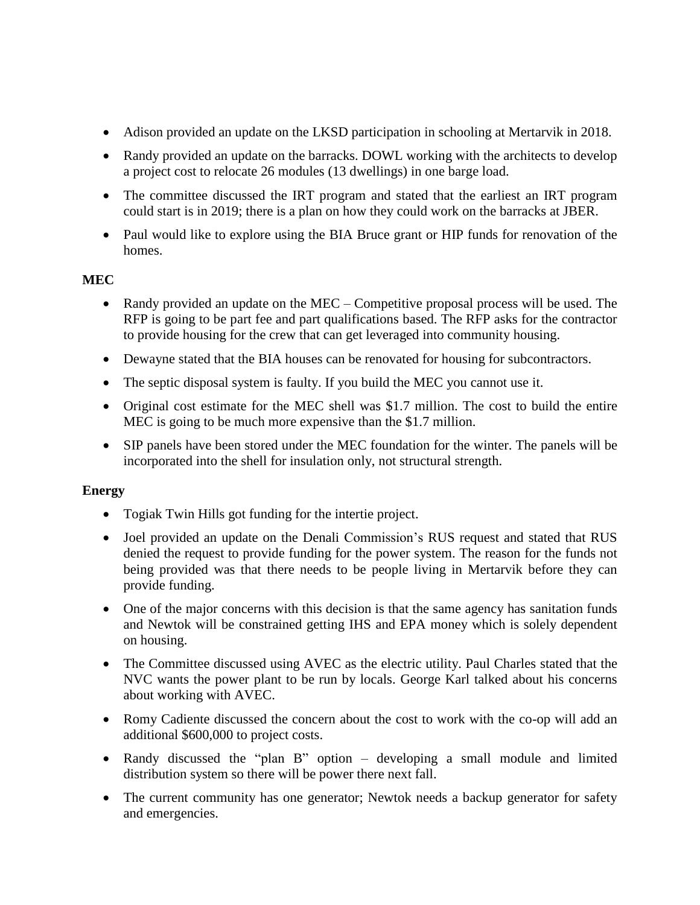- Adison provided an update on the LKSD participation in schooling at Mertarvik in 2018.
- Randy provided an update on the barracks. DOWL working with the architects to develop a project cost to relocate 26 modules (13 dwellings) in one barge load.
- The committee discussed the IRT program and stated that the earliest an IRT program could start is in 2019; there is a plan on how they could work on the barracks at JBER.
- Paul would like to explore using the BIA Bruce grant or HIP funds for renovation of the homes.

**MEC**

- Randy provided an update on the MEC – Competitive proposal process will be used. The RFP is going to be part fee and part qualifications based. The RFP asks for the contractor to provide housing for the crew that can get leveraged into community housing.
- Dewayne stated that the BIA houses can be renovated for housing for subcontractors.
- The septic disposal system is faulty. If you build the MEC you cannot use it.
- Original cost estimate for the MEC shell was $1.7 million. The cost to build the entire MEC is going to be much more expensive than the $1.7 million.
- SIP panels have been stored under the MEC foundation for the winter. The panels will be incorporated into the shell for insulation only, not structural strength.

**Energy**

- Togiak Twin Hills got funding for the intertie project.
- Joel provided an update on the Denali Commission's RUS request and stated that RUS denied the request to provide funding for the power system. The reason for the funds not being provided was that there needs to be people living in Mertarvik before they can provide funding.
- One of the major concerns with this decision is that the same agency has sanitation funds and Newtok will be constrained getting IHS and EPA money which is solely dependent on housing.
- The Committee discussed using AVEC as the electric utility. Paul Charles stated that the NVC wants the power plant to be run by locals. George Karl talked about his concerns about working with AVEC.
- Romy Cadiente discussed the concern about the cost to work with the co-op will add an additional $600,000 to project costs.
- Randy discussed the "plan B" option – developing a small module and limited distribution system so there will be power there next fall.
- The current community has one generator; Newtok needs a backup generator for safety and emergencies.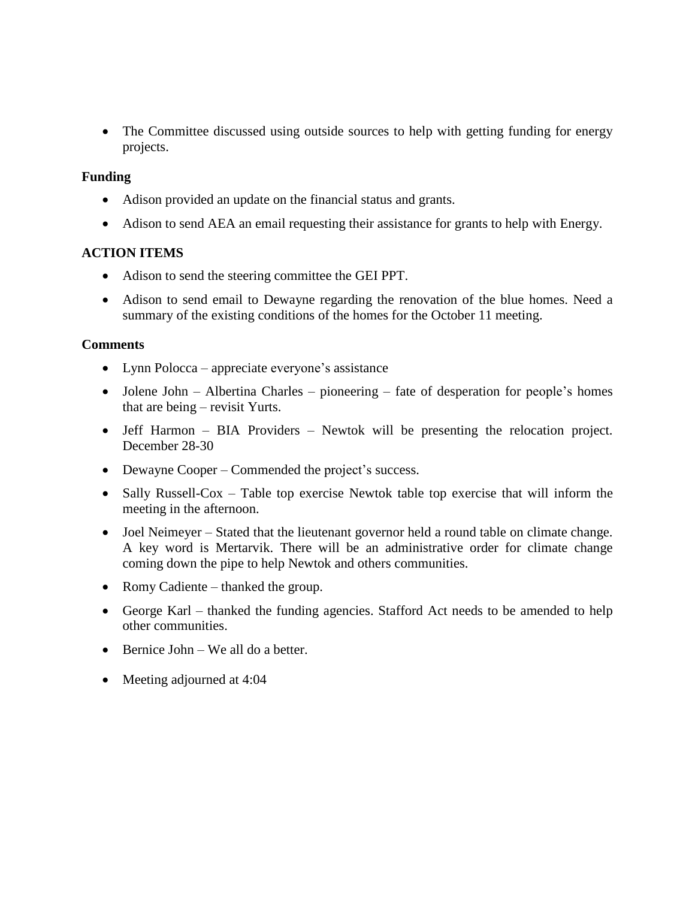- The Committee discussed using outside sources to help with getting funding for energy projects.

**Funding**

- Adison provided an update on the financial status and grants.
- Adison to send AEA an email requesting their assistance for grants to help with Energy.

**ACTION ITEMS**

- Adison to send the steering committee the GEI PPT.
- Adison to send email to Dewayne regarding the renovation of the blue homes. Need a summary of the existing conditions of the homes for the October 11 meeting.

**Comments**

- Lynn Polocca – appreciate everyone's assistance
- Jolene John – Albertina Charles – pioneering – fate of desperation for people's homes that are being – revisit Yurts.
- Jeff Harmon – BIA Providers – Newtok will be presenting the relocation project. December 28-30
- Dewayne Cooper – Commended the project's success.
- Sally Russell-Cox – Table top exercise Newtok table top exercise that will inform the meeting in the afternoon.
- Joel Neimeyer – Stated that the lieutenant governor held a round table on climate change. A key word is Mertarvik. There will be an administrative order for climate change coming down the pipe to help Newtok and others communities.
- Romy Cadiente – thanked the group.
- George Karl – thanked the funding agencies. Stafford Act needs to be amended to help other communities.
- Bernice John – We all do a better.
- Meeting adjourned at 4:04